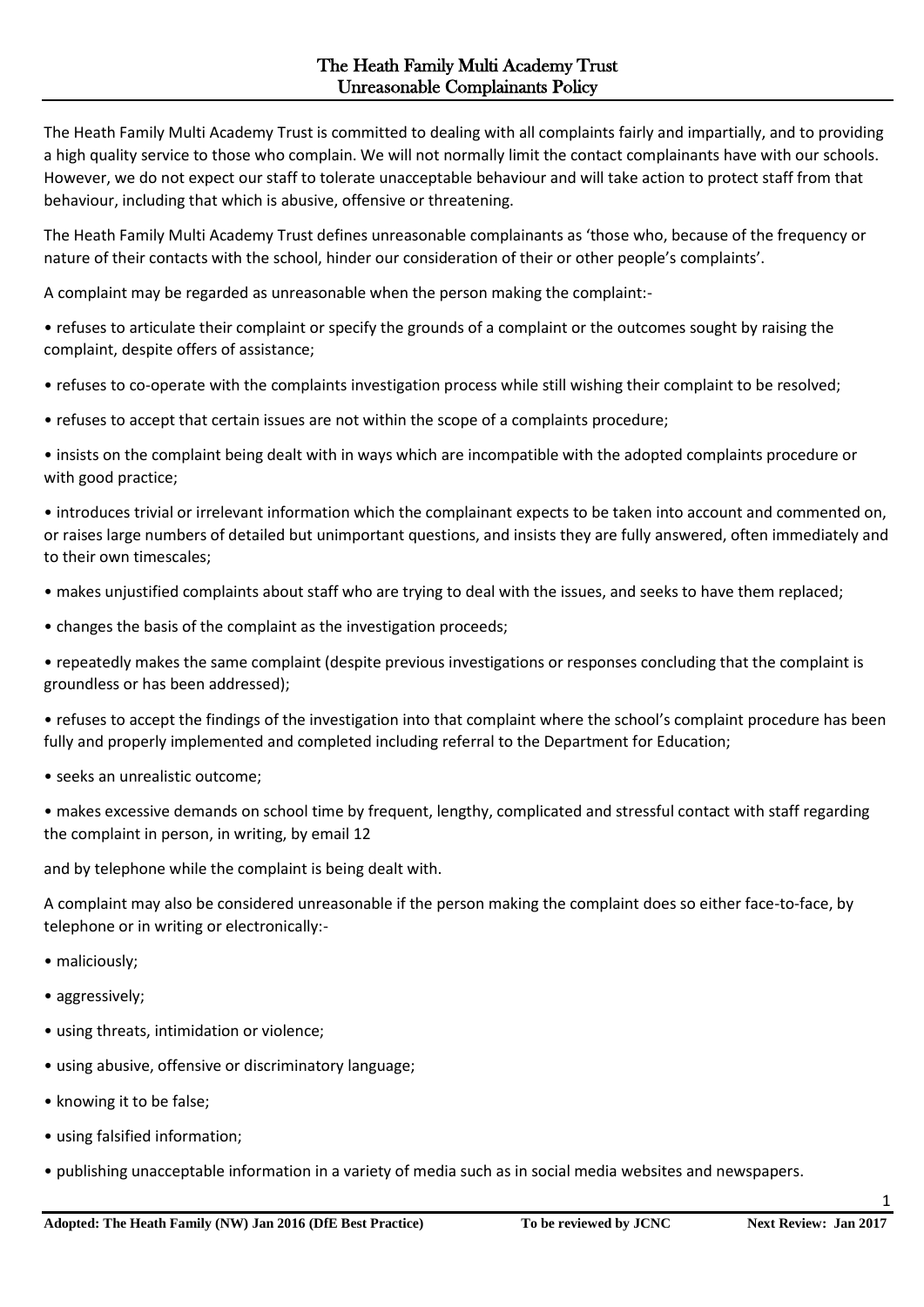# The Heath Family Multi Academy Trust
# Unreasonable Complainants Policy

The Heath Family Multi Academy Trust is committed to dealing with all complaints fairly and impartially, and to providing a high quality service to those who complain. We will not normally limit the contact complainants have with our schools. However, we do not expect our staff to tolerate unacceptable behaviour and will take action to protect staff from that behaviour, including that which is abusive, offensive or threatening.

The Heath Family Multi Academy Trust defines unreasonable complainants as 'those who, because of the frequency or nature of their contacts with the school, hinder our consideration of their or other people's complaints'.

A complaint may be regarded as unreasonable when the person making the complaint:-

- refuses to articulate their complaint or specify the grounds of a complaint or the outcomes sought by raising the complaint, despite offers of assistance;
- refuses to co-operate with the complaints investigation process while still wishing their complaint to be resolved;
- refuses to accept that certain issues are not within the scope of a complaints procedure;
- insists on the complaint being dealt with in ways which are incompatible with the adopted complaints procedure or with good practice;
- introduces trivial or irrelevant information which the complainant expects to be taken into account and commented on, or raises large numbers of detailed but unimportant questions, and insists they are fully answered, often immediately and to their own timescales;
- makes unjustified complaints about staff who are trying to deal with the issues, and seeks to have them replaced;
- changes the basis of the complaint as the investigation proceeds;
- repeatedly makes the same complaint (despite previous investigations or responses concluding that the complaint is groundless or has been addressed);
- refuses to accept the findings of the investigation into that complaint where the school's complaint procedure has been fully and properly implemented and completed including referral to the Department for Education;
- seeks an unrealistic outcome;
- makes excessive demands on school time by frequent, lengthy, complicated and stressful contact with staff regarding the complaint in person, in writing, by email 12

and by telephone while the complaint is being dealt with.

A complaint may also be considered unreasonable if the person making the complaint does so either face-to-face, by telephone or in writing or electronically:-

- maliciously;
- aggressively;
- using threats, intimidation or violence;
- using abusive, offensive or discriminatory language;
- knowing it to be false;
- using falsified information;
- publishing unacceptable information in a variety of media such as in social media websites and newspapers.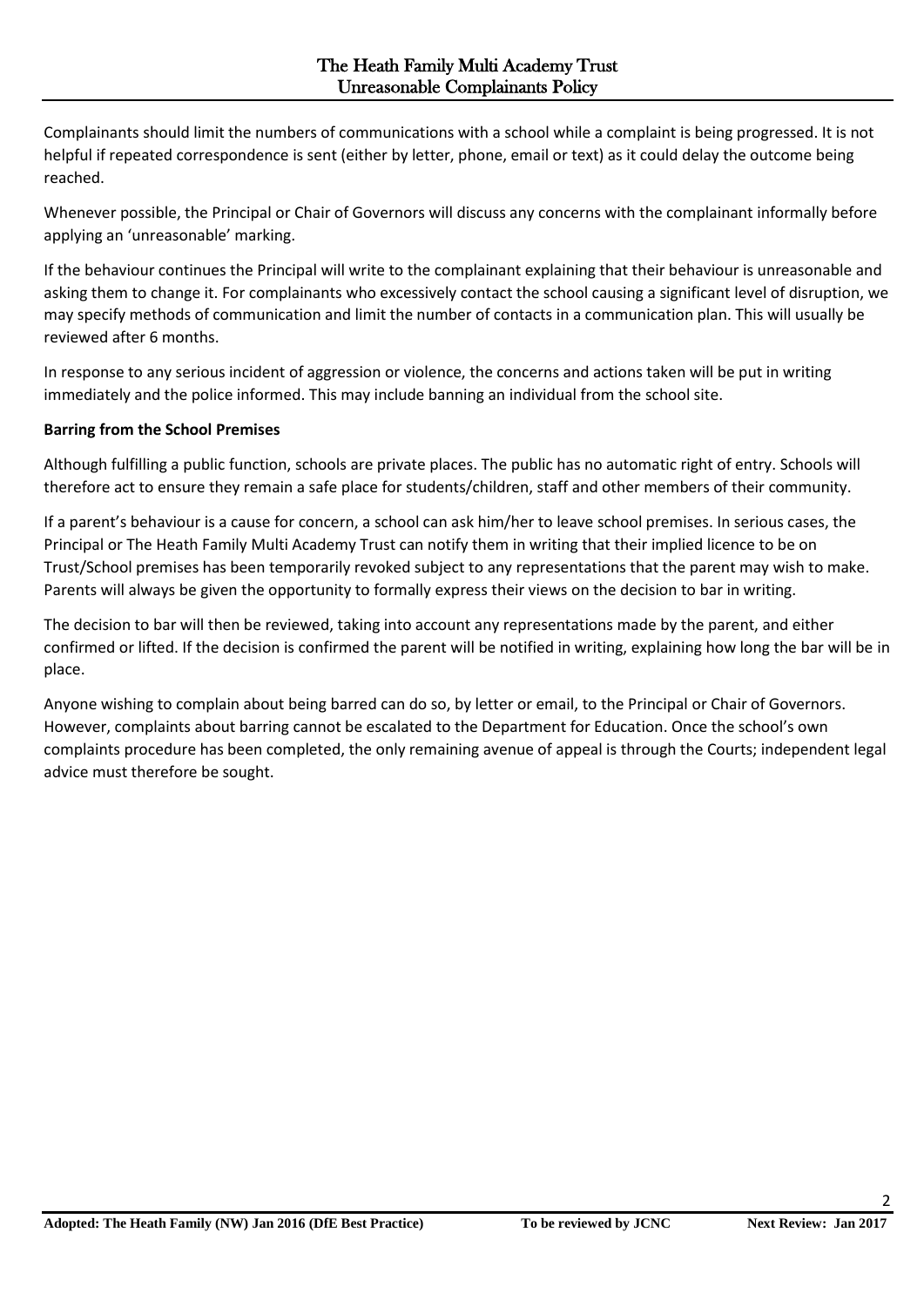Complainants should limit the numbers of communications with a school while a complaint is being progressed. It is not helpful if repeated correspondence is sent (either by letter, phone, email or text) as it could delay the outcome being reached.

Whenever possible, the Principal or Chair of Governors will discuss any concerns with the complainant informally before applying an 'unreasonable' marking.

If the behaviour continues the Principal will write to the complainant explaining that their behaviour is unreasonable and asking them to change it. For complainants who excessively contact the school causing a significant level of disruption, we may specify methods of communication and limit the number of contacts in a communication plan. This will usually be reviewed after 6 months.

In response to any serious incident of aggression or violence, the concerns and actions taken will be put in writing immediately and the police informed. This may include banning an individual from the school site.

**Barring from the School Premises**

Although fulfilling a public function, schools are private places. The public has no automatic right of entry. Schools will therefore act to ensure they remain a safe place for students/children, staff and other members of their community.

If a parent's behaviour is a cause for concern, a school can ask him/her to leave school premises. In serious cases, the Principal or The Heath Family Multi Academy Trust can notify them in writing that their implied licence to be on Trust/School premises has been temporarily revoked subject to any representations that the parent may wish to make. Parents will always be given the opportunity to formally express their views on the decision to bar in writing.

The decision to bar will then be reviewed, taking into account any representations made by the parent, and either confirmed or lifted. If the decision is confirmed the parent will be notified in writing, explaining how long the bar will be in place.

Anyone wishing to complain about being barred can do so, by letter or email, to the Principal or Chair of Governors. However, complaints about barring cannot be escalated to the Department for Education. Once the school's own complaints procedure has been completed, the only remaining avenue of appeal is through the Courts; independent legal advice must therefore be sought.